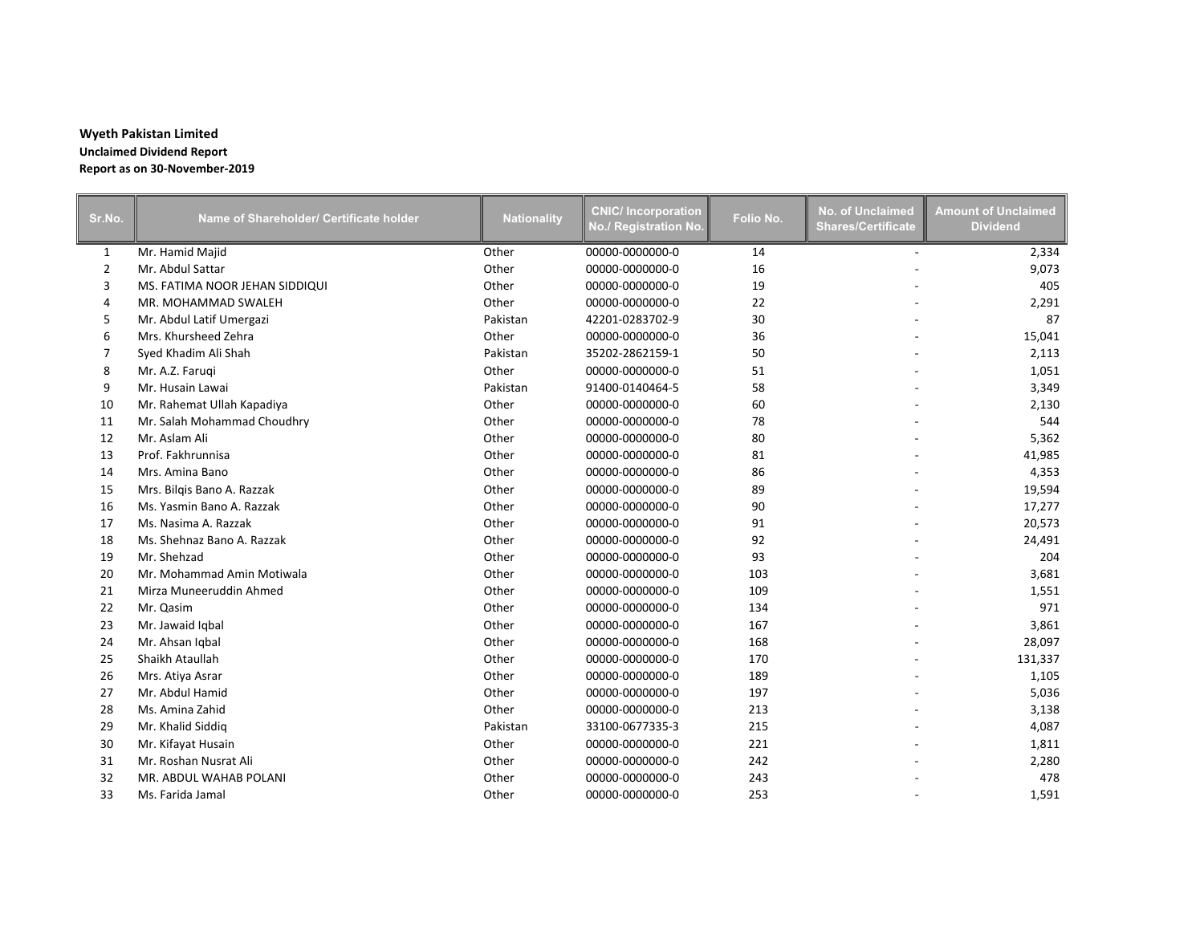**Wyeth Pakistan Limited**

**Unclaimed Dividend Report**

**Report as on 30-November-2019**

| Sr.No. | Name of Shareholder/ Certificate holder | Nationality | CNIC/ Incorporation No./ Registration No. | Folio No. | No. of Unclaimed Shares/Certificate | Amount of Unclaimed Dividend |
|---|---|---|---|---|---|---|
| 1 | Mr. Hamid Majid | Other | 00000-0000000-0 | 14 | - | 2,334 |
| 2 | Mr. Abdul Sattar | Other | 00000-0000000-0 | 16 | - | 9,073 |
| 3 | MS. FATIMA NOOR JEHAN SIDDIQUI | Other | 00000-0000000-0 | 19 | - | 405 |
| 4 | MR. MOHAMMAD SWALEH | Other | 00000-0000000-0 | 22 | - | 2,291 |
| 5 | Mr. Abdul Latif Umergazi | Pakistan | 42201-0283702-9 | 30 | - | 87 |
| 6 | Mrs. Khursheed Zehra | Other | 00000-0000000-0 | 36 | - | 15,041 |
| 7 | Syed Khadim Ali Shah | Pakistan | 35202-2862159-1 | 50 | - | 2,113 |
| 8 | Mr. A.Z. Faruqi | Other | 00000-0000000-0 | 51 | - | 1,051 |
| 9 | Mr. Husain Lawai | Pakistan | 91400-0140464-5 | 58 | - | 3,349 |
| 10 | Mr. Rahemat Ullah Kapadiya | Other | 00000-0000000-0 | 60 | - | 2,130 |
| 11 | Mr. Salah Mohammad Choudhry | Other | 00000-0000000-0 | 78 | - | 544 |
| 12 | Mr. Aslam Ali | Other | 00000-0000000-0 | 80 | - | 5,362 |
| 13 | Prof. Fakhrunnisa | Other | 00000-0000000-0 | 81 | - | 41,985 |
| 14 | Mrs. Amina Bano | Other | 00000-0000000-0 | 86 | - | 4,353 |
| 15 | Mrs. Bilqis Bano A. Razzak | Other | 00000-0000000-0 | 89 | - | 19,594 |
| 16 | Ms. Yasmin Bano A. Razzak | Other | 00000-0000000-0 | 90 | - | 17,277 |
| 17 | Ms. Nasima A. Razzak | Other | 00000-0000000-0 | 91 | - | 20,573 |
| 18 | Ms. Shehnaz Bano A. Razzak | Other | 00000-0000000-0 | 92 | - | 24,491 |
| 19 | Mr. Shehzad | Other | 00000-0000000-0 | 93 | - | 204 |
| 20 | Mr. Mohammad Amin Motiwala | Other | 00000-0000000-0 | 103 | - | 3,681 |
| 21 | Mirza Muneeruddin Ahmed | Other | 00000-0000000-0 | 109 | - | 1,551 |
| 22 | Mr. Qasim | Other | 00000-0000000-0 | 134 | - | 971 |
| 23 | Mr. Jawaid Iqbal | Other | 00000-0000000-0 | 167 | - | 3,861 |
| 24 | Mr. Ahsan Iqbal | Other | 00000-0000000-0 | 168 | - | 28,097 |
| 25 | Shaikh Ataullah | Other | 00000-0000000-0 | 170 | - | 131,337 |
| 26 | Mrs. Atiya Asrar | Other | 00000-0000000-0 | 189 | - | 1,105 |
| 27 | Mr. Abdul Hamid | Other | 00000-0000000-0 | 197 | - | 5,036 |
| 28 | Ms. Amina Zahid | Other | 00000-0000000-0 | 213 | - | 3,138 |
| 29 | Mr. Khalid Siddiq | Pakistan | 33100-0677335-3 | 215 | - | 4,087 |
| 30 | Mr. Kifayat Husain | Other | 00000-0000000-0 | 221 | - | 1,811 |
| 31 | Mr. Roshan Nusrat Ali | Other | 00000-0000000-0 | 242 | - | 2,280 |
| 32 | MR. ABDUL WAHAB POLANI | Other | 00000-0000000-0 | 243 | - | 478 |
| 33 | Ms. Farida Jamal | Other | 00000-0000000-0 | 253 | - | 1,591 |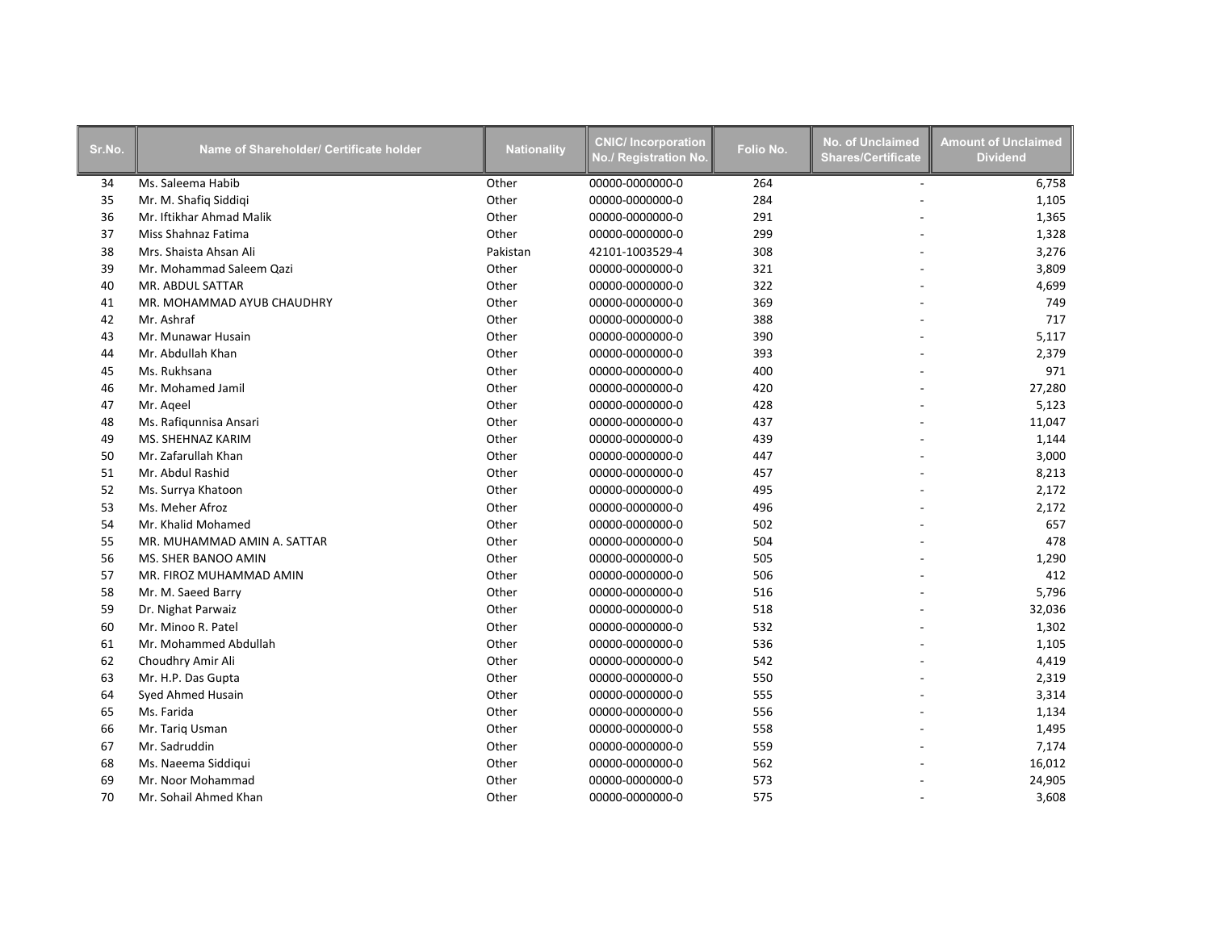| Sr.No. | Name of Shareholder/ Certificate holder | Nationality | CNIC/ Incorporation No./ Registration No. | Folio No. | No. of Unclaimed Shares/Certificate | Amount of Unclaimed Dividend |
|---|---|---|---|---|---|---|
| 34 | Ms. Saleema Habib | Other | 00000-0000000-0 | 264 | - | 6,758 |
| 35 | Mr. M. Shafiq Siddiqi | Other | 00000-0000000-0 | 284 | - | 1,105 |
| 36 | Mr. Iftikhar Ahmad Malik | Other | 00000-0000000-0 | 291 | - | 1,365 |
| 37 | Miss Shahnaz Fatima | Other | 00000-0000000-0 | 299 | - | 1,328 |
| 38 | Mrs. Shaista Ahsan Ali | Pakistan | 42101-1003529-4 | 308 | - | 3,276 |
| 39 | Mr. Mohammad Saleem Qazi | Other | 00000-0000000-0 | 321 | - | 3,809 |
| 40 | MR. ABDUL SATTAR | Other | 00000-0000000-0 | 322 | - | 4,699 |
| 41 | MR. MOHAMMAD AYUB CHAUDHRY | Other | 00000-0000000-0 | 369 | - | 749 |
| 42 | Mr. Ashraf | Other | 00000-0000000-0 | 388 | - | 717 |
| 43 | Mr. Munawar Husain | Other | 00000-0000000-0 | 390 | - | 5,117 |
| 44 | Mr. Abdullah Khan | Other | 00000-0000000-0 | 393 | - | 2,379 |
| 45 | Ms. Rukhsana | Other | 00000-0000000-0 | 400 | - | 971 |
| 46 | Mr. Mohamed Jamil | Other | 00000-0000000-0 | 420 | - | 27,280 |
| 47 | Mr. Aqeel | Other | 00000-0000000-0 | 428 | - | 5,123 |
| 48 | Ms. Rafiqunnisa Ansari | Other | 00000-0000000-0 | 437 | - | 11,047 |
| 49 | MS. SHEHNAZ KARIM | Other | 00000-0000000-0 | 439 | - | 1,144 |
| 50 | Mr. Zafarullah Khan | Other | 00000-0000000-0 | 447 | - | 3,000 |
| 51 | Mr. Abdul Rashid | Other | 00000-0000000-0 | 457 | - | 8,213 |
| 52 | Ms. Surrya Khatoon | Other | 00000-0000000-0 | 495 | - | 2,172 |
| 53 | Ms. Meher Afroz | Other | 00000-0000000-0 | 496 | - | 2,172 |
| 54 | Mr. Khalid Mohamed | Other | 00000-0000000-0 | 502 | - | 657 |
| 55 | MR. MUHAMMAD AMIN A. SATTAR | Other | 00000-0000000-0 | 504 | - | 478 |
| 56 | MS. SHER BANOO AMIN | Other | 00000-0000000-0 | 505 | - | 1,290 |
| 57 | MR. FIROZ MUHAMMAD AMIN | Other | 00000-0000000-0 | 506 | - | 412 |
| 58 | Mr. M. Saeed Barry | Other | 00000-0000000-0 | 516 | - | 5,796 |
| 59 | Dr. Nighat Parwaiz | Other | 00000-0000000-0 | 518 | - | 32,036 |
| 60 | Mr. Minoo R. Patel | Other | 00000-0000000-0 | 532 | - | 1,302 |
| 61 | Mr. Mohammed Abdullah | Other | 00000-0000000-0 | 536 | - | 1,105 |
| 62 | Choudhry Amir Ali | Other | 00000-0000000-0 | 542 | - | 4,419 |
| 63 | Mr. H.P. Das Gupta | Other | 00000-0000000-0 | 550 | - | 2,319 |
| 64 | Syed Ahmed Husain | Other | 00000-0000000-0 | 555 | - | 3,314 |
| 65 | Ms. Farida | Other | 00000-0000000-0 | 556 | - | 1,134 |
| 66 | Mr. Tariq Usman | Other | 00000-0000000-0 | 558 | - | 1,495 |
| 67 | Mr. Sadruddin | Other | 00000-0000000-0 | 559 | - | 7,174 |
| 68 | Ms. Naeema Siddiqui | Other | 00000-0000000-0 | 562 | - | 16,012 |
| 69 | Mr. Noor Mohammad | Other | 00000-0000000-0 | 573 | - | 24,905 |
| 70 | Mr. Sohail Ahmed Khan | Other | 00000-0000000-0 | 575 | - | 3,608 |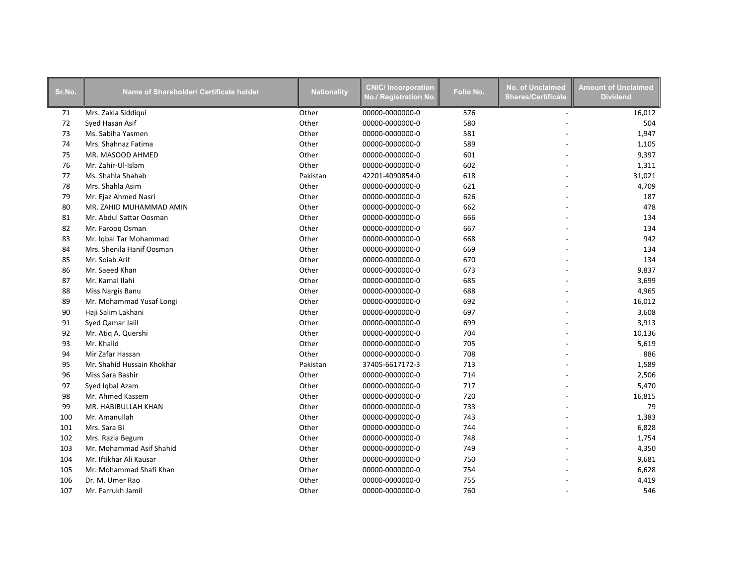| Sr.No. | Name of Shareholder/ Certificate holder | Nationality | CNIC/ Incorporation No./ Registration No. | Folio No. | No. of Unclaimed Shares/Certificate | Amount of Unclaimed Dividend |
|---|---|---|---|---|---|---|
| 71 | Mrs. Zakia Siddiqui | Other | 00000-0000000-0 | 576 | - | 16,012 |
| 72 | Syed Hasan Asif | Other | 00000-0000000-0 | 580 | - | 504 |
| 73 | Ms. Sabiha Yasmen | Other | 00000-0000000-0 | 581 | - | 1,947 |
| 74 | Mrs. Shahnaz Fatima | Other | 00000-0000000-0 | 589 | - | 1,105 |
| 75 | MR. MASOOD AHMED | Other | 00000-0000000-0 | 601 | - | 9,397 |
| 76 | Mr. Zahir-Ul-Islam | Other | 00000-0000000-0 | 602 | - | 1,311 |
| 77 | Ms. Shahla Shahab | Pakistan | 42201-4090854-0 | 618 | - | 31,021 |
| 78 | Mrs. Shahla Asim | Other | 00000-0000000-0 | 621 | - | 4,709 |
| 79 | Mr. Ejaz Ahmed Nasri | Other | 00000-0000000-0 | 626 | - | 187 |
| 80 | MR. ZAHID MUHAMMAD AMIN | Other | 00000-0000000-0 | 662 | - | 478 |
| 81 | Mr. Abdul Sattar Oosman | Other | 00000-0000000-0 | 666 | - | 134 |
| 82 | Mr. Farooq Osman | Other | 00000-0000000-0 | 667 | - | 134 |
| 83 | Mr. Iqbal Tar Mohammad | Other | 00000-0000000-0 | 668 | - | 942 |
| 84 | Mrs. Shenila Hanif Oosman | Other | 00000-0000000-0 | 669 | - | 134 |
| 85 | Mr. Soiab Arif | Other | 00000-0000000-0 | 670 | - | 134 |
| 86 | Mr. Saeed Khan | Other | 00000-0000000-0 | 673 | - | 9,837 |
| 87 | Mr. Kamal Ilahi | Other | 00000-0000000-0 | 685 | - | 3,699 |
| 88 | Miss Nargis Banu | Other | 00000-0000000-0 | 688 | - | 4,965 |
| 89 | Mr. Mohammad Yusaf Longi | Other | 00000-0000000-0 | 692 | - | 16,012 |
| 90 | Haji Salim Lakhani | Other | 00000-0000000-0 | 697 | - | 3,608 |
| 91 | Syed Qamar Jalil | Other | 00000-0000000-0 | 699 | - | 3,913 |
| 92 | Mr. Atiq A. Quershi | Other | 00000-0000000-0 | 704 | - | 10,136 |
| 93 | Mr. Khalid | Other | 00000-0000000-0 | 705 | - | 5,619 |
| 94 | Mir Zafar Hassan | Other | 00000-0000000-0 | 708 | - | 886 |
| 95 | Mr. Shahid Hussain Khokhar | Pakistan | 37405-6617172-3 | 713 | - | 1,589 |
| 96 | Miss Sara Bashir | Other | 00000-0000000-0 | 714 | - | 2,506 |
| 97 | Syed Iqbal Azam | Other | 00000-0000000-0 | 717 | - | 5,470 |
| 98 | Mr. Ahmed Kassem | Other | 00000-0000000-0 | 720 | - | 16,815 |
| 99 | MR. HABIBULLAH KHAN | Other | 00000-0000000-0 | 733 | - | 79 |
| 100 | Mr. Amanullah | Other | 00000-0000000-0 | 743 | - | 1,383 |
| 101 | Mrs. Sara Bi | Other | 00000-0000000-0 | 744 | - | 6,828 |
| 102 | Mrs. Razia Begum | Other | 00000-0000000-0 | 748 | - | 1,754 |
| 103 | Mr. Mohammad Asif Shahid | Other | 00000-0000000-0 | 749 | - | 4,350 |
| 104 | Mr. Iftikhar Ali Kausar | Other | 00000-0000000-0 | 750 | - | 9,681 |
| 105 | Mr. Mohammad Shafi Khan | Other | 00000-0000000-0 | 754 | - | 6,628 |
| 106 | Dr. M. Umer Rao | Other | 00000-0000000-0 | 755 | - | 4,419 |
| 107 | Mr. Farrukh Jamil | Other | 00000-0000000-0 | 760 | - | 546 |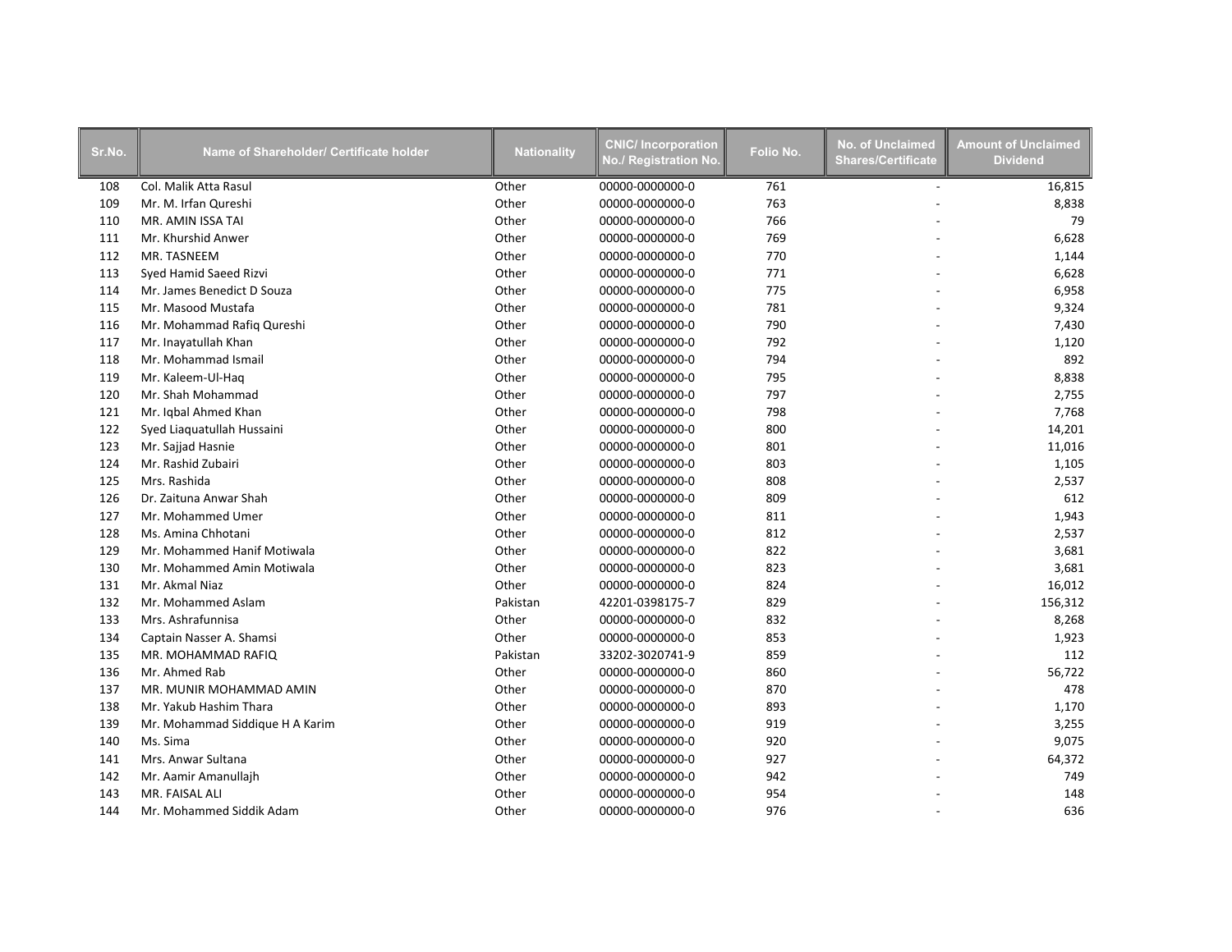| Sr.No. | Name of Shareholder/ Certificate holder | Nationality | CNIC/ Incorporation No./ Registration No. | Folio No. | No. of Unclaimed Shares/Certificate | Amount of Unclaimed Dividend |
|---|---|---|---|---|---|---|
| 108 | Col. Malik Atta Rasul | Other | 00000-0000000-0 | 761 | - | 16,815 |
| 109 | Mr. M. Irfan Qureshi | Other | 00000-0000000-0 | 763 | - | 8,838 |
| 110 | MR. AMIN ISSA TAI | Other | 00000-0000000-0 | 766 | - | 79 |
| 111 | Mr. Khurshid Anwer | Other | 00000-0000000-0 | 769 | - | 6,628 |
| 112 | MR. TASNEEM | Other | 00000-0000000-0 | 770 | - | 1,144 |
| 113 | Syed Hamid Saeed Rizvi | Other | 00000-0000000-0 | 771 | - | 6,628 |
| 114 | Mr. James Benedict D Souza | Other | 00000-0000000-0 | 775 | - | 6,958 |
| 115 | Mr. Masood Mustafa | Other | 00000-0000000-0 | 781 | - | 9,324 |
| 116 | Mr. Mohammad Rafiq Qureshi | Other | 00000-0000000-0 | 790 | - | 7,430 |
| 117 | Mr. Inayatullah Khan | Other | 00000-0000000-0 | 792 | - | 1,120 |
| 118 | Mr. Mohammad Ismail | Other | 00000-0000000-0 | 794 | - | 892 |
| 119 | Mr. Kaleem-Ul-Haq | Other | 00000-0000000-0 | 795 | - | 8,838 |
| 120 | Mr. Shah Mohammad | Other | 00000-0000000-0 | 797 | - | 2,755 |
| 121 | Mr. Iqbal Ahmed Khan | Other | 00000-0000000-0 | 798 | - | 7,768 |
| 122 | Syed Liaquatullah Hussaini | Other | 00000-0000000-0 | 800 | - | 14,201 |
| 123 | Mr. Sajjad Hasnie | Other | 00000-0000000-0 | 801 | - | 11,016 |
| 124 | Mr. Rashid Zubairi | Other | 00000-0000000-0 | 803 | - | 1,105 |
| 125 | Mrs. Rashida | Other | 00000-0000000-0 | 808 | - | 2,537 |
| 126 | Dr. Zaituna Anwar Shah | Other | 00000-0000000-0 | 809 | - | 612 |
| 127 | Mr. Mohammed Umer | Other | 00000-0000000-0 | 811 | - | 1,943 |
| 128 | Ms. Amina Chhotani | Other | 00000-0000000-0 | 812 | - | 2,537 |
| 129 | Mr. Mohammed Hanif Motiwala | Other | 00000-0000000-0 | 822 | - | 3,681 |
| 130 | Mr. Mohammed Amin Motiwala | Other | 00000-0000000-0 | 823 | - | 3,681 |
| 131 | Mr. Akmal Niaz | Other | 00000-0000000-0 | 824 | - | 16,012 |
| 132 | Mr. Mohammed Aslam | Pakistan | 42201-0398175-7 | 829 | - | 156,312 |
| 133 | Mrs. Ashrafunnisa | Other | 00000-0000000-0 | 832 | - | 8,268 |
| 134 | Captain Nasser A. Shamsi | Other | 00000-0000000-0 | 853 | - | 1,923 |
| 135 | MR. MOHAMMAD RAFIQ | Pakistan | 33202-3020741-9 | 859 | - | 112 |
| 136 | Mr. Ahmed Rab | Other | 00000-0000000-0 | 860 | - | 56,722 |
| 137 | MR. MUNIR MOHAMMAD AMIN | Other | 00000-0000000-0 | 870 | - | 478 |
| 138 | Mr. Yakub Hashim Thara | Other | 00000-0000000-0 | 893 | - | 1,170 |
| 139 | Mr. Mohammad Siddique H A Karim | Other | 00000-0000000-0 | 919 | - | 3,255 |
| 140 | Ms. Sima | Other | 00000-0000000-0 | 920 | - | 9,075 |
| 141 | Mrs. Anwar Sultana | Other | 00000-0000000-0 | 927 | - | 64,372 |
| 142 | Mr. Aamir Amanullajh | Other | 00000-0000000-0 | 942 | - | 749 |
| 143 | MR. FAISAL ALI | Other | 00000-0000000-0 | 954 | - | 148 |
| 144 | Mr. Mohammed Siddik Adam | Other | 00000-0000000-0 | 976 | - | 636 |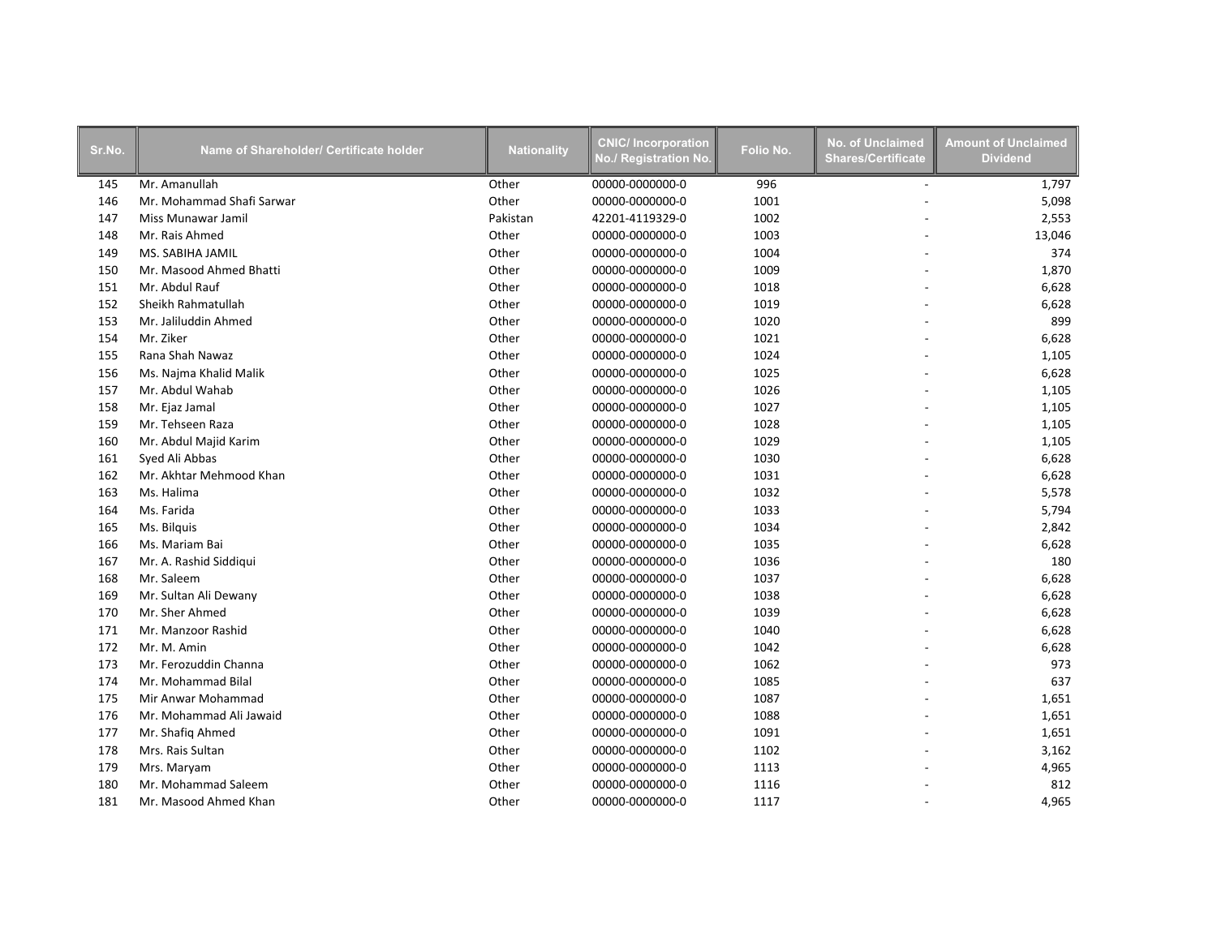| Sr.No. | Name of Shareholder/ Certificate holder | Nationality | CNIC/ Incorporation No./ Registration No. | Folio No. | No. of Unclaimed Shares/Certificate | Amount of Unclaimed Dividend |
|---|---|---|---|---|---|---|
| 145 | Mr. Amanullah | Other | 00000-0000000-0 | 996 | - | 1,797 |
| 146 | Mr. Mohammad Shafi Sarwar | Other | 00000-0000000-0 | 1001 | - | 5,098 |
| 147 | Miss Munawar Jamil | Pakistan | 42201-4119329-0 | 1002 | - | 2,553 |
| 148 | Mr. Rais Ahmed | Other | 00000-0000000-0 | 1003 | - | 13,046 |
| 149 | MS. SABIHA JAMIL | Other | 00000-0000000-0 | 1004 | - | 374 |
| 150 | Mr. Masood Ahmed Bhatti | Other | 00000-0000000-0 | 1009 | - | 1,870 |
| 151 | Mr. Abdul Rauf | Other | 00000-0000000-0 | 1018 | - | 6,628 |
| 152 | Sheikh Rahmatullah | Other | 00000-0000000-0 | 1019 | - | 6,628 |
| 153 | Mr. Jaliluddin Ahmed | Other | 00000-0000000-0 | 1020 | - | 899 |
| 154 | Mr. Ziker | Other | 00000-0000000-0 | 1021 | - | 6,628 |
| 155 | Rana Shah Nawaz | Other | 00000-0000000-0 | 1024 | - | 1,105 |
| 156 | Ms. Najma Khalid Malik | Other | 00000-0000000-0 | 1025 | - | 6,628 |
| 157 | Mr. Abdul Wahab | Other | 00000-0000000-0 | 1026 | - | 1,105 |
| 158 | Mr. Ejaz Jamal | Other | 00000-0000000-0 | 1027 | - | 1,105 |
| 159 | Mr. Tehseen Raza | Other | 00000-0000000-0 | 1028 | - | 1,105 |
| 160 | Mr. Abdul Majid Karim | Other | 00000-0000000-0 | 1029 | - | 1,105 |
| 161 | Syed Ali Abbas | Other | 00000-0000000-0 | 1030 | - | 6,628 |
| 162 | Mr. Akhtar Mehmood Khan | Other | 00000-0000000-0 | 1031 | - | 6,628 |
| 163 | Ms. Halima | Other | 00000-0000000-0 | 1032 | - | 5,578 |
| 164 | Ms. Farida | Other | 00000-0000000-0 | 1033 | - | 5,794 |
| 165 | Ms. Bilquis | Other | 00000-0000000-0 | 1034 | - | 2,842 |
| 166 | Ms. Mariam Bai | Other | 00000-0000000-0 | 1035 | - | 6,628 |
| 167 | Mr. A. Rashid Siddiqui | Other | 00000-0000000-0 | 1036 | - | 180 |
| 168 | Mr. Saleem | Other | 00000-0000000-0 | 1037 | - | 6,628 |
| 169 | Mr. Sultan Ali Dewany | Other | 00000-0000000-0 | 1038 | - | 6,628 |
| 170 | Mr. Sher Ahmed | Other | 00000-0000000-0 | 1039 | - | 6,628 |
| 171 | Mr. Manzoor Rashid | Other | 00000-0000000-0 | 1040 | - | 6,628 |
| 172 | Mr. M. Amin | Other | 00000-0000000-0 | 1042 | - | 6,628 |
| 173 | Mr. Ferozuddin Channa | Other | 00000-0000000-0 | 1062 | - | 973 |
| 174 | Mr. Mohammad Bilal | Other | 00000-0000000-0 | 1085 | - | 637 |
| 175 | Mir Anwar Mohammad | Other | 00000-0000000-0 | 1087 | - | 1,651 |
| 176 | Mr. Mohammad Ali Jawaid | Other | 00000-0000000-0 | 1088 | - | 1,651 |
| 177 | Mr. Shafiq Ahmed | Other | 00000-0000000-0 | 1091 | - | 1,651 |
| 178 | Mrs. Rais Sultan | Other | 00000-0000000-0 | 1102 | - | 3,162 |
| 179 | Mrs. Maryam | Other | 00000-0000000-0 | 1113 | - | 4,965 |
| 180 | Mr. Mohammad Saleem | Other | 00000-0000000-0 | 1116 | - | 812 |
| 181 | Mr. Masood Ahmed Khan | Other | 00000-0000000-0 | 1117 | - | 4,965 |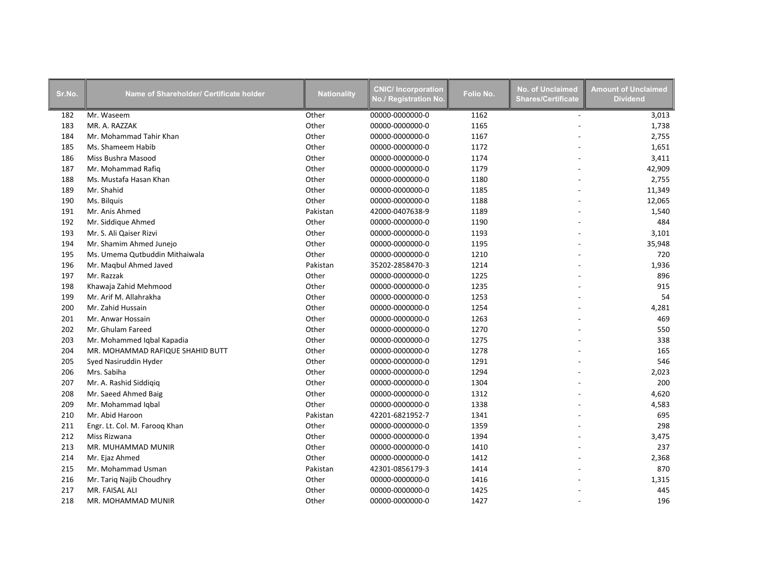| Sr.No. | Name of Shareholder/ Certificate holder | Nationality | CNIC/ Incorporation No./ Registration No. | Folio No. | No. of Unclaimed Shares/Certificate | Amount of Unclaimed Dividend |
|---|---|---|---|---|---|---|
| 182 | Mr. Waseem | Other | 00000-0000000-0 | 1162 | - | 3,013 |
| 183 | MR. A. RAZZAK | Other | 00000-0000000-0 | 1165 | - | 1,738 |
| 184 | Mr. Mohammad Tahir Khan | Other | 00000-0000000-0 | 1167 | - | 2,755 |
| 185 | Ms. Shameem Habib | Other | 00000-0000000-0 | 1172 | - | 1,651 |
| 186 | Miss Bushra Masood | Other | 00000-0000000-0 | 1174 | - | 3,411 |
| 187 | Mr. Mohammad Rafiq | Other | 00000-0000000-0 | 1179 | - | 42,909 |
| 188 | Ms. Mustafa Hasan Khan | Other | 00000-0000000-0 | 1180 | - | 2,755 |
| 189 | Mr. Shahid | Other | 00000-0000000-0 | 1185 | - | 11,349 |
| 190 | Ms. Bilquis | Other | 00000-0000000-0 | 1188 | - | 12,065 |
| 191 | Mr. Anis Ahmed | Pakistan | 42000-0407638-9 | 1189 | - | 1,540 |
| 192 | Mr. Siddique Ahmed | Other | 00000-0000000-0 | 1190 | - | 484 |
| 193 | Mr. S. Ali Qaiser Rizvi | Other | 00000-0000000-0 | 1193 | - | 3,101 |
| 194 | Mr. Shamim Ahmed Junejo | Other | 00000-0000000-0 | 1195 | - | 35,948 |
| 195 | Ms. Umema Qutbuddin Mithaiwala | Other | 00000-0000000-0 | 1210 | - | 720 |
| 196 | Mr. Maqbul Ahmed Javed | Pakistan | 35202-2858470-3 | 1214 | - | 1,936 |
| 197 | Mr. Razzak | Other | 00000-0000000-0 | 1225 | - | 896 |
| 198 | Khawaja Zahid Mehmood | Other | 00000-0000000-0 | 1235 | - | 915 |
| 199 | Mr. Arif M. Allahrakha | Other | 00000-0000000-0 | 1253 | - | 54 |
| 200 | Mr. Zahid Hussain | Other | 00000-0000000-0 | 1254 | - | 4,281 |
| 201 | Mr. Anwar Hossain | Other | 00000-0000000-0 | 1263 | - | 469 |
| 202 | Mr. Ghulam Fareed | Other | 00000-0000000-0 | 1270 | - | 550 |
| 203 | Mr. Mohammed Iqbal Kapadia | Other | 00000-0000000-0 | 1275 | - | 338 |
| 204 | MR. MOHAMMAD RAFIQUE SHAHID BUTT | Other | 00000-0000000-0 | 1278 | - | 165 |
| 205 | Syed Nasiruddin Hyder | Other | 00000-0000000-0 | 1291 | - | 546 |
| 206 | Mrs. Sabiha | Other | 00000-0000000-0 | 1294 | - | 2,023 |
| 207 | Mr. A. Rashid Siddiqiq | Other | 00000-0000000-0 | 1304 | - | 200 |
| 208 | Mr. Saeed Ahmed Baig | Other | 00000-0000000-0 | 1312 | - | 4,620 |
| 209 | Mr. Mohammad Iqbal | Other | 00000-0000000-0 | 1338 | - | 4,583 |
| 210 | Mr. Abid Haroon | Pakistan | 42201-6821952-7 | 1341 | - | 695 |
| 211 | Engr. Lt. Col. M. Farooq Khan | Other | 00000-0000000-0 | 1359 | - | 298 |
| 212 | Miss Rizwana | Other | 00000-0000000-0 | 1394 | - | 3,475 |
| 213 | MR. MUHAMMAD MUNIR | Other | 00000-0000000-0 | 1410 | - | 237 |
| 214 | Mr. Ejaz Ahmed | Other | 00000-0000000-0 | 1412 | - | 2,368 |
| 215 | Mr. Mohammad Usman | Pakistan | 42301-0856179-3 | 1414 | - | 870 |
| 216 | Mr. Tariq Najib Choudhry | Other | 00000-0000000-0 | 1416 | - | 1,315 |
| 217 | MR. FAISAL ALI | Other | 00000-0000000-0 | 1425 | - | 445 |
| 218 | MR. MOHAMMAD MUNIR | Other | 00000-0000000-0 | 1427 | - | 196 |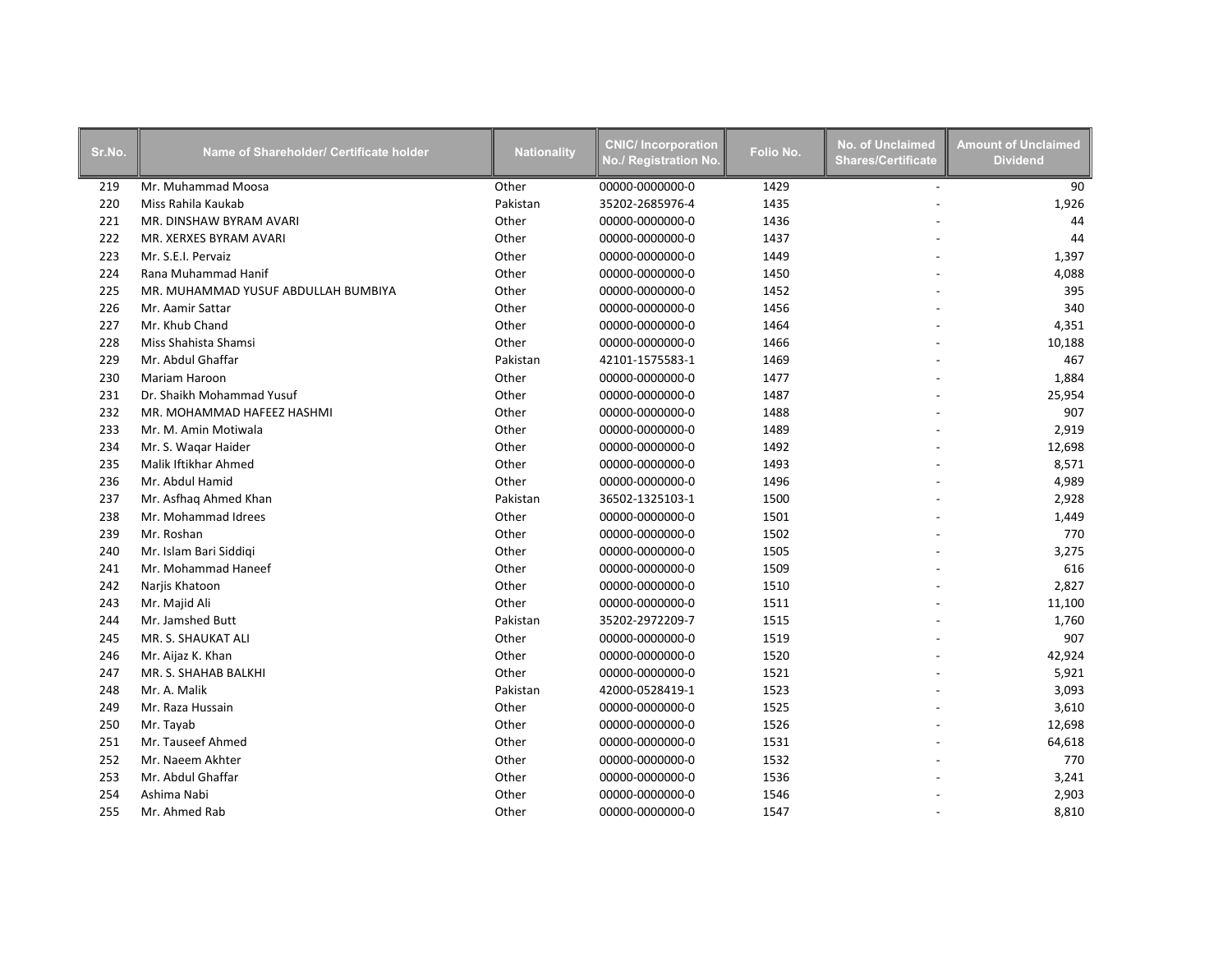| Sr.No. | Name of Shareholder/ Certificate holder | Nationality | CNIC/ Incorporation No./ Registration No. | Folio No. | No. of Unclaimed Shares/Certificate | Amount of Unclaimed Dividend |
|---|---|---|---|---|---|---|
| 219 | Mr. Muhammad Moosa | Other | 00000-0000000-0 | 1429 | - | 90 |
| 220 | Miss Rahila Kaukab | Pakistan | 35202-2685976-4 | 1435 | - | 1,926 |
| 221 | MR. DINSHAW BYRAM AVARI | Other | 00000-0000000-0 | 1436 | - | 44 |
| 222 | MR. XERXES BYRAM AVARI | Other | 00000-0000000-0 | 1437 | - | 44 |
| 223 | Mr. S.E.I. Pervaiz | Other | 00000-0000000-0 | 1449 | - | 1,397 |
| 224 | Rana Muhammad Hanif | Other | 00000-0000000-0 | 1450 | - | 4,088 |
| 225 | MR. MUHAMMAD YUSUF ABDULLAH BUMBIYA | Other | 00000-0000000-0 | 1452 | - | 395 |
| 226 | Mr. Aamir Sattar | Other | 00000-0000000-0 | 1456 | - | 340 |
| 227 | Mr. Khub Chand | Other | 00000-0000000-0 | 1464 | - | 4,351 |
| 228 | Miss Shahista Shamsi | Other | 00000-0000000-0 | 1466 | - | 10,188 |
| 229 | Mr. Abdul Ghaffar | Pakistan | 42101-1575583-1 | 1469 | - | 467 |
| 230 | Mariam Haroon | Other | 00000-0000000-0 | 1477 | - | 1,884 |
| 231 | Dr. Shaikh Mohammad Yusuf | Other | 00000-0000000-0 | 1487 | - | 25,954 |
| 232 | MR. MOHAMMAD HAFEEZ HASHMI | Other | 00000-0000000-0 | 1488 | - | 907 |
| 233 | Mr. M. Amin Motiwala | Other | 00000-0000000-0 | 1489 | - | 2,919 |
| 234 | Mr. S. Waqar Haider | Other | 00000-0000000-0 | 1492 | - | 12,698 |
| 235 | Malik Iftikhar Ahmed | Other | 00000-0000000-0 | 1493 | - | 8,571 |
| 236 | Mr. Abdul Hamid | Other | 00000-0000000-0 | 1496 | - | 4,989 |
| 237 | Mr. Asfhaq Ahmed Khan | Pakistan | 36502-1325103-1 | 1500 | - | 2,928 |
| 238 | Mr. Mohammad Idrees | Other | 00000-0000000-0 | 1501 | - | 1,449 |
| 239 | Mr. Roshan | Other | 00000-0000000-0 | 1502 | - | 770 |
| 240 | Mr. Islam Bari Siddiqi | Other | 00000-0000000-0 | 1505 | - | 3,275 |
| 241 | Mr. Mohammad Haneef | Other | 00000-0000000-0 | 1509 | - | 616 |
| 242 | Narjis Khatoon | Other | 00000-0000000-0 | 1510 | - | 2,827 |
| 243 | Mr. Majid Ali | Other | 00000-0000000-0 | 1511 | - | 11,100 |
| 244 | Mr. Jamshed Butt | Pakistan | 35202-2972209-7 | 1515 | - | 1,760 |
| 245 | MR. S. SHAUKAT ALI | Other | 00000-0000000-0 | 1519 | - | 907 |
| 246 | Mr. Aijaz K. Khan | Other | 00000-0000000-0 | 1520 | - | 42,924 |
| 247 | MR. S. SHAHAB BALKHI | Other | 00000-0000000-0 | 1521 | - | 5,921 |
| 248 | Mr. A. Malik | Pakistan | 42000-0528419-1 | 1523 | - | 3,093 |
| 249 | Mr. Raza Hussain | Other | 00000-0000000-0 | 1525 | - | 3,610 |
| 250 | Mr. Tayab | Other | 00000-0000000-0 | 1526 | - | 12,698 |
| 251 | Mr. Tauseef Ahmed | Other | 00000-0000000-0 | 1531 | - | 64,618 |
| 252 | Mr. Naeem Akhter | Other | 00000-0000000-0 | 1532 | - | 770 |
| 253 | Mr. Abdul Ghaffar | Other | 00000-0000000-0 | 1536 | - | 3,241 |
| 254 | Ashima Nabi | Other | 00000-0000000-0 | 1546 | - | 2,903 |
| 255 | Mr. Ahmed Rab | Other | 00000-0000000-0 | 1547 | - | 8,810 |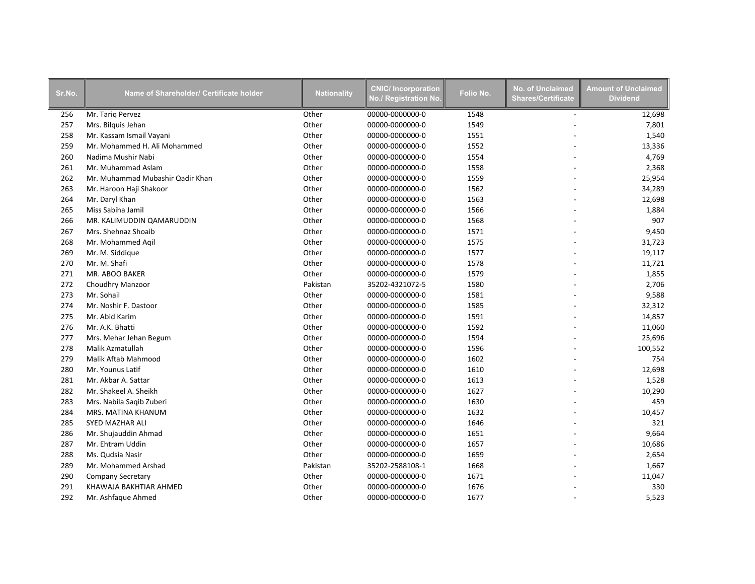| Sr.No. | Name of Shareholder/ Certificate holder | Nationality | CNIC/ Incorporation No./ Registration No. | Folio No. | No. of Unclaimed Shares/Certificate | Amount of Unclaimed Dividend |
|---|---|---|---|---|---|---|
| 256 | Mr. Tariq Pervez | Other | 00000-0000000-0 | 1548 | - | 12,698 |
| 257 | Mrs. Bilquis Jehan | Other | 00000-0000000-0 | 1549 | - | 7,801 |
| 258 | Mr. Kassam Ismail Vayani | Other | 00000-0000000-0 | 1551 | - | 1,540 |
| 259 | Mr. Mohammed H. Ali Mohammed | Other | 00000-0000000-0 | 1552 | - | 13,336 |
| 260 | Nadima Mushir Nabi | Other | 00000-0000000-0 | 1554 | - | 4,769 |
| 261 | Mr. Muhammad Aslam | Other | 00000-0000000-0 | 1558 | - | 2,368 |
| 262 | Mr. Muhammad Mubashir Qadir Khan | Other | 00000-0000000-0 | 1559 | - | 25,954 |
| 263 | Mr. Haroon Haji Shakoor | Other | 00000-0000000-0 | 1562 | - | 34,289 |
| 264 | Mr. Daryl Khan | Other | 00000-0000000-0 | 1563 | - | 12,698 |
| 265 | Miss Sabiha Jamil | Other | 00000-0000000-0 | 1566 | - | 1,884 |
| 266 | MR. KALIMUDDIN QAMARUDDIN | Other | 00000-0000000-0 | 1568 | - | 907 |
| 267 | Mrs. Shehnaz Shoaib | Other | 00000-0000000-0 | 1571 | - | 9,450 |
| 268 | Mr. Mohammed Aqil | Other | 00000-0000000-0 | 1575 | - | 31,723 |
| 269 | Mr. M. Siddique | Other | 00000-0000000-0 | 1577 | - | 19,117 |
| 270 | Mr. M. Shafi | Other | 00000-0000000-0 | 1578 | - | 11,721 |
| 271 | MR. ABOO BAKER | Other | 00000-0000000-0 | 1579 | - | 1,855 |
| 272 | Choudhry Manzoor | Pakistan | 35202-4321072-5 | 1580 | - | 2,706 |
| 273 | Mr. Sohail | Other | 00000-0000000-0 | 1581 | - | 9,588 |
| 274 | Mr. Noshir F. Dastoor | Other | 00000-0000000-0 | 1585 | - | 32,312 |
| 275 | Mr. Abid Karim | Other | 00000-0000000-0 | 1591 | - | 14,857 |
| 276 | Mr. A.K. Bhatti | Other | 00000-0000000-0 | 1592 | - | 11,060 |
| 277 | Mrs. Mehar Jehan Begum | Other | 00000-0000000-0 | 1594 | - | 25,696 |
| 278 | Malik Azmatullah | Other | 00000-0000000-0 | 1596 | - | 100,552 |
| 279 | Malik Aftab Mahmood | Other | 00000-0000000-0 | 1602 | - | 754 |
| 280 | Mr. Younus Latif | Other | 00000-0000000-0 | 1610 | - | 12,698 |
| 281 | Mr. Akbar A. Sattar | Other | 00000-0000000-0 | 1613 | - | 1,528 |
| 282 | Mr. Shakeel A. Sheikh | Other | 00000-0000000-0 | 1627 | - | 10,290 |
| 283 | Mrs. Nabila Saqib Zuberi | Other | 00000-0000000-0 | 1630 | - | 459 |
| 284 | MRS. MATINA KHANUM | Other | 00000-0000000-0 | 1632 | - | 10,457 |
| 285 | SYED MAZHAR ALI | Other | 00000-0000000-0 | 1646 | - | 321 |
| 286 | Mr. Shujauddin Ahmad | Other | 00000-0000000-0 | 1651 | - | 9,664 |
| 287 | Mr. Ehtram Uddin | Other | 00000-0000000-0 | 1657 | - | 10,686 |
| 288 | Ms. Qudsia Nasir | Other | 00000-0000000-0 | 1659 | - | 2,654 |
| 289 | Mr. Mohammed Arshad | Pakistan | 35202-2588108-1 | 1668 | - | 1,667 |
| 290 | Company Secretary | Other | 00000-0000000-0 | 1671 | - | 11,047 |
| 291 | KHAWAJA BAKHTIAR AHMED | Other | 00000-0000000-0 | 1676 | - | 330 |
| 292 | Mr. Ashfaque Ahmed | Other | 00000-0000000-0 | 1677 | - | 5,523 |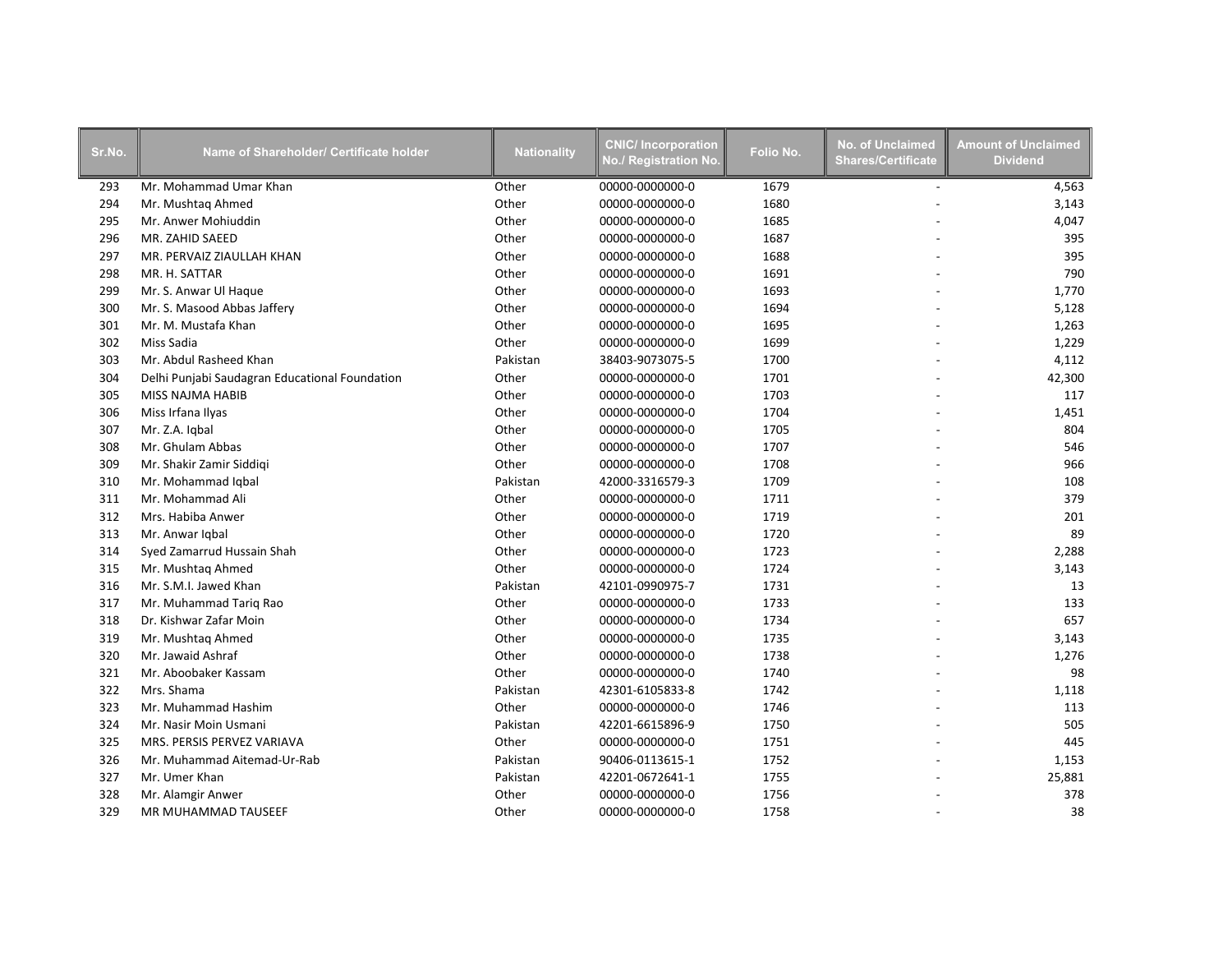| Sr.No. | Name of Shareholder/ Certificate holder | Nationality | CNIC/ Incorporation No./ Registration No. | Folio No. | No. of Unclaimed Shares/Certificate | Amount of Unclaimed Dividend |
|---|---|---|---|---|---|---|
| 293 | Mr. Mohammad Umar Khan | Other | 00000-0000000-0 | 1679 | - | 4,563 |
| 294 | Mr. Mushtaq Ahmed | Other | 00000-0000000-0 | 1680 | - | 3,143 |
| 295 | Mr. Anwer Mohiuddin | Other | 00000-0000000-0 | 1685 | - | 4,047 |
| 296 | MR. ZAHID SAEED | Other | 00000-0000000-0 | 1687 | - | 395 |
| 297 | MR. PERVAIZ ZIAULLAH KHAN | Other | 00000-0000000-0 | 1688 | - | 395 |
| 298 | MR. H. SATTAR | Other | 00000-0000000-0 | 1691 | - | 790 |
| 299 | Mr. S. Anwar Ul Haque | Other | 00000-0000000-0 | 1693 | - | 1,770 |
| 300 | Mr. S. Masood Abbas Jaffery | Other | 00000-0000000-0 | 1694 | - | 5,128 |
| 301 | Mr. M. Mustafa Khan | Other | 00000-0000000-0 | 1695 | - | 1,263 |
| 302 | Miss Sadia | Other | 00000-0000000-0 | 1699 | - | 1,229 |
| 303 | Mr. Abdul Rasheed Khan | Pakistan | 38403-9073075-5 | 1700 | - | 4,112 |
| 304 | Delhi Punjabi Saudagran Educational Foundation | Other | 00000-0000000-0 | 1701 | - | 42,300 |
| 305 | MISS NAJMA HABIB | Other | 00000-0000000-0 | 1703 | - | 117 |
| 306 | Miss Irfana Ilyas | Other | 00000-0000000-0 | 1704 | - | 1,451 |
| 307 | Mr. Z.A. Iqbal | Other | 00000-0000000-0 | 1705 | - | 804 |
| 308 | Mr. Ghulam Abbas | Other | 00000-0000000-0 | 1707 | - | 546 |
| 309 | Mr. Shakir Zamir Siddiqi | Other | 00000-0000000-0 | 1708 | - | 966 |
| 310 | Mr. Mohammad Iqbal | Pakistan | 42000-3316579-3 | 1709 | - | 108 |
| 311 | Mr. Mohammad Ali | Other | 00000-0000000-0 | 1711 | - | 379 |
| 312 | Mrs. Habiba Anwer | Other | 00000-0000000-0 | 1719 | - | 201 |
| 313 | Mr. Anwar Iqbal | Other | 00000-0000000-0 | 1720 | - | 89 |
| 314 | Syed Zamarrud Hussain Shah | Other | 00000-0000000-0 | 1723 | - | 2,288 |
| 315 | Mr. Mushtaq Ahmed | Other | 00000-0000000-0 | 1724 | - | 3,143 |
| 316 | Mr. S.M.I. Jawed Khan | Pakistan | 42101-0990975-7 | 1731 | - | 13 |
| 317 | Mr. Muhammad Tariq Rao | Other | 00000-0000000-0 | 1733 | - | 133 |
| 318 | Dr. Kishwar Zafar Moin | Other | 00000-0000000-0 | 1734 | - | 657 |
| 319 | Mr. Mushtaq Ahmed | Other | 00000-0000000-0 | 1735 | - | 3,143 |
| 320 | Mr. Jawaid Ashraf | Other | 00000-0000000-0 | 1738 | - | 1,276 |
| 321 | Mr. Aboobaker Kassam | Other | 00000-0000000-0 | 1740 | - | 98 |
| 322 | Mrs. Shama | Pakistan | 42301-6105833-8 | 1742 | - | 1,118 |
| 323 | Mr. Muhammad Hashim | Other | 00000-0000000-0 | 1746 | - | 113 |
| 324 | Mr. Nasir Moin Usmani | Pakistan | 42201-6615896-9 | 1750 | - | 505 |
| 325 | MRS. PERSIS PERVEZ VARIAVA | Other | 00000-0000000-0 | 1751 | - | 445 |
| 326 | Mr. Muhammad Aitemad-Ur-Rab | Pakistan | 90406-0113615-1 | 1752 | - | 1,153 |
| 327 | Mr. Umer Khan | Pakistan | 42201-0672641-1 | 1755 | - | 25,881 |
| 328 | Mr. Alamgir Anwer | Other | 00000-0000000-0 | 1756 | - | 378 |
| 329 | MR MUHAMMAD TAUSEEF | Other | 00000-0000000-0 | 1758 | - | 38 |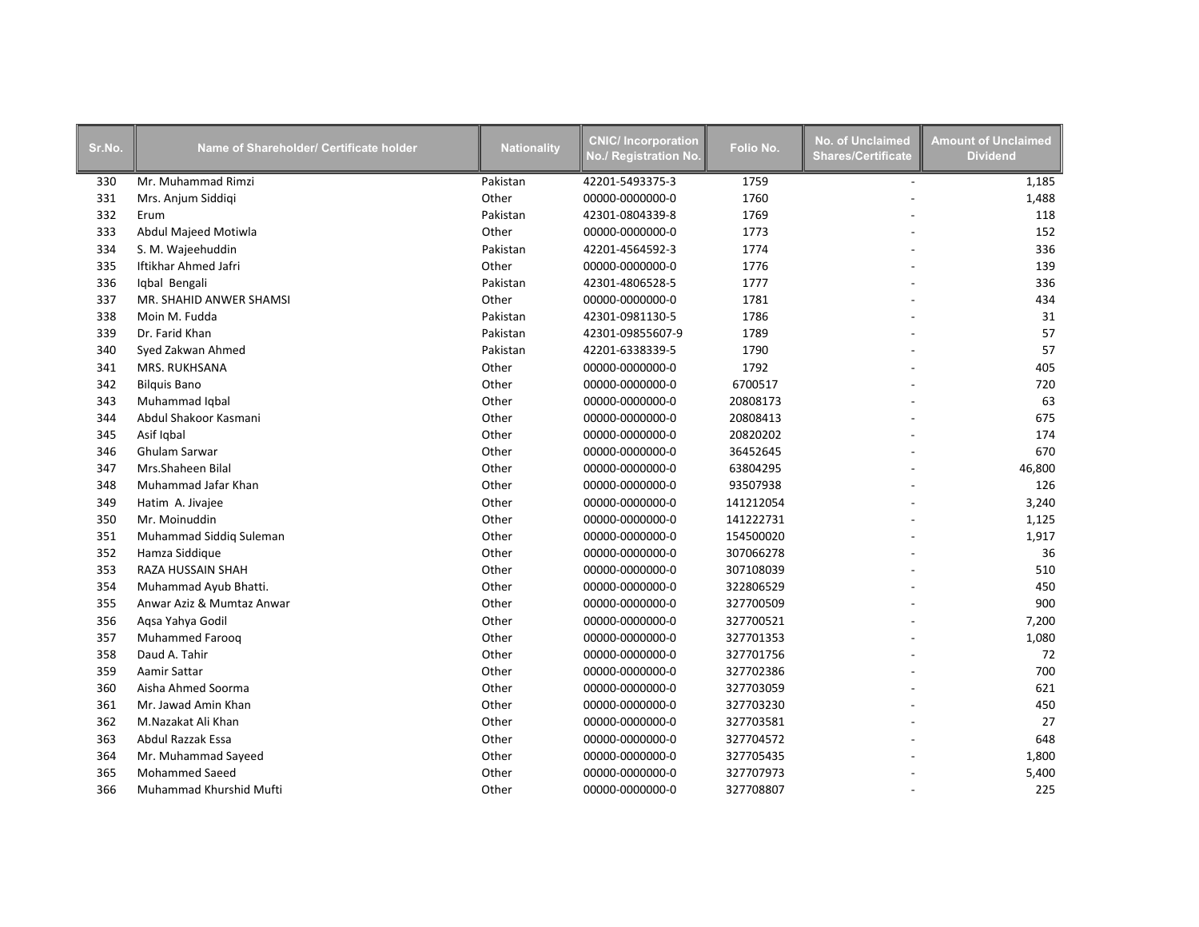| Sr.No. | Name of Shareholder/ Certificate holder | Nationality | CNIC/ Incorporation No./ Registration No. | Folio No. | No. of Unclaimed Shares/Certificate | Amount of Unclaimed Dividend |
|---|---|---|---|---|---|---|
| 330 | Mr. Muhammad Rimzi | Pakistan | 42201-5493375-3 | 1759 | - | 1,185 |
| 331 | Mrs. Anjum Siddiqi | Other | 00000-0000000-0 | 1760 | - | 1,488 |
| 332 | Erum | Pakistan | 42301-0804339-8 | 1769 | - | 118 |
| 333 | Abdul Majeed Motiwla | Other | 00000-0000000-0 | 1773 | - | 152 |
| 334 | S. M. Wajeehuddin | Pakistan | 42201-4564592-3 | 1774 | - | 336 |
| 335 | Iftikhar Ahmed Jafri | Other | 00000-0000000-0 | 1776 | - | 139 |
| 336 | Iqbal Bengali | Pakistan | 42301-4806528-5 | 1777 | - | 336 |
| 337 | MR. SHAHID ANWER SHAMSI | Other | 00000-0000000-0 | 1781 | - | 434 |
| 338 | Moin M. Fudda | Pakistan | 42301-0981130-5 | 1786 | - | 31 |
| 339 | Dr. Farid Khan | Pakistan | 42301-09855607-9 | 1789 | - | 57 |
| 340 | Syed Zakwan Ahmed | Pakistan | 42201-6338339-5 | 1790 | - | 57 |
| 341 | MRS. RUKHSANA | Other | 00000-0000000-0 | 1792 | - | 405 |
| 342 | Bilquis Bano | Other | 00000-0000000-0 | 6700517 | - | 720 |
| 343 | Muhammad Iqbal | Other | 00000-0000000-0 | 20808173 | - | 63 |
| 344 | Abdul Shakoor Kasmani | Other | 00000-0000000-0 | 20808413 | - | 675 |
| 345 | Asif Iqbal | Other | 00000-0000000-0 | 20820202 | - | 174 |
| 346 | Ghulam Sarwar | Other | 00000-0000000-0 | 36452645 | - | 670 |
| 347 | Mrs.Shaheen Bilal | Other | 00000-0000000-0 | 63804295 | - | 46,800 |
| 348 | Muhammad Jafar Khan | Other | 00000-0000000-0 | 93507938 | - | 126 |
| 349 | Hatim A. Jivajee | Other | 00000-0000000-0 | 141212054 | - | 3,240 |
| 350 | Mr. Moinuddin | Other | 00000-0000000-0 | 141222731 | - | 1,125 |
| 351 | Muhammad Siddiq Suleman | Other | 00000-0000000-0 | 154500020 | - | 1,917 |
| 352 | Hamza Siddique | Other | 00000-0000000-0 | 307066278 | - | 36 |
| 353 | RAZA HUSSAIN SHAH | Other | 00000-0000000-0 | 307108039 | - | 510 |
| 354 | Muhammad Ayub Bhatti. | Other | 00000-0000000-0 | 322806529 | - | 450 |
| 355 | Anwar Aziz & Mumtaz Anwar | Other | 00000-0000000-0 | 327700509 | - | 900 |
| 356 | Aqsa Yahya Godil | Other | 00000-0000000-0 | 327700521 | - | 7,200 |
| 357 | Muhammed Farooq | Other | 00000-0000000-0 | 327701353 | - | 1,080 |
| 358 | Daud A. Tahir | Other | 00000-0000000-0 | 327701756 | - | 72 |
| 359 | Aamir Sattar | Other | 00000-0000000-0 | 327702386 | - | 700 |
| 360 | Aisha Ahmed Soorma | Other | 00000-0000000-0 | 327703059 | - | 621 |
| 361 | Mr. Jawad Amin Khan | Other | 00000-0000000-0 | 327703230 | - | 450 |
| 362 | M.Nazakat Ali Khan | Other | 00000-0000000-0 | 327703581 | - | 27 |
| 363 | Abdul Razzak Essa | Other | 00000-0000000-0 | 327704572 | - | 648 |
| 364 | Mr. Muhammad Sayeed | Other | 00000-0000000-0 | 327705435 | - | 1,800 |
| 365 | Mohammed Saeed | Other | 00000-0000000-0 | 327707973 | - | 5,400 |
| 366 | Muhammad Khurshid Mufti | Other | 00000-0000000-0 | 327708807 | - | 225 |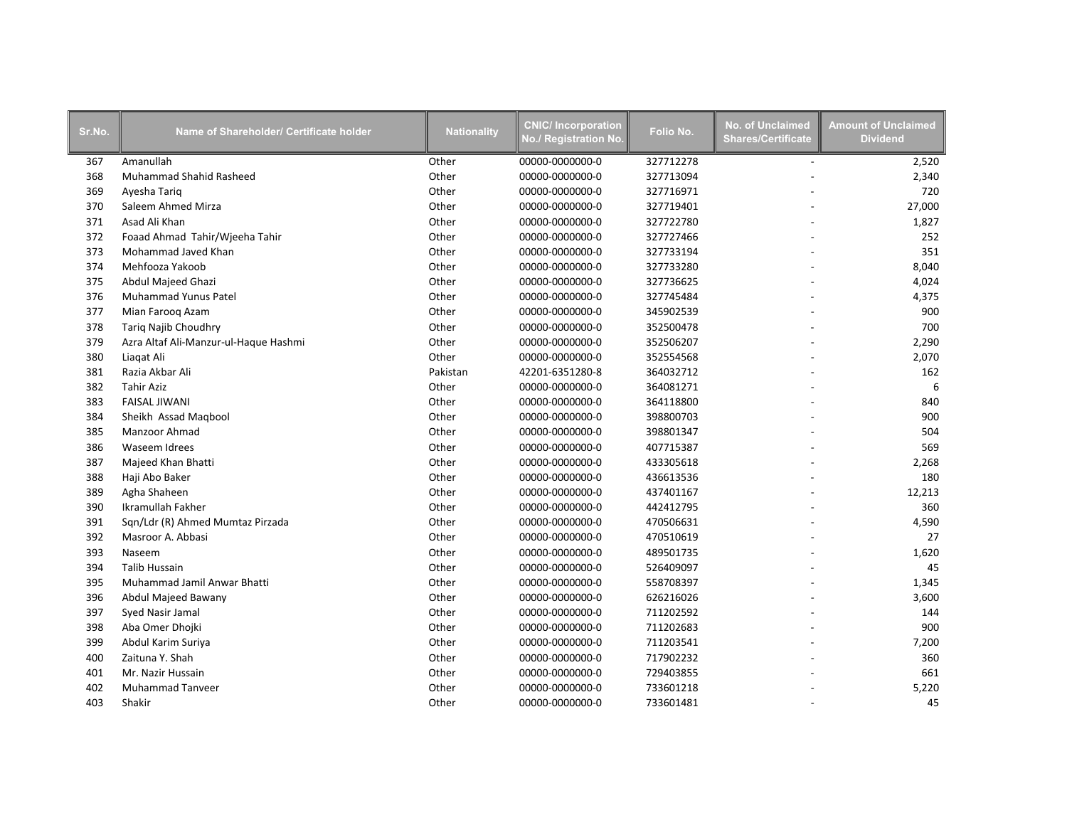| Sr.No. | Name of Shareholder/ Certificate holder | Nationality | CNIC/ Incorporation No./ Registration No. | Folio No. | No. of Unclaimed Shares/Certificate | Amount of Unclaimed Dividend |
|---|---|---|---|---|---|---|
| 367 | Amanullah | Other | 00000-0000000-0 | 327712278 | - | 2,520 |
| 368 | Muhammad Shahid Rasheed | Other | 00000-0000000-0 | 327713094 | - | 2,340 |
| 369 | Ayesha Tariq | Other | 00000-0000000-0 | 327716971 | - | 720 |
| 370 | Saleem Ahmed Mirza | Other | 00000-0000000-0 | 327719401 | - | 27,000 |
| 371 | Asad Ali Khan | Other | 00000-0000000-0 | 327722780 | - | 1,827 |
| 372 | Foaad Ahmad Tahir/Wjeeha Tahir | Other | 00000-0000000-0 | 327727466 | - | 252 |
| 373 | Mohammad Javed Khan | Other | 00000-0000000-0 | 327733194 | - | 351 |
| 374 | Mehfooza Yakoob | Other | 00000-0000000-0 | 327733280 | - | 8,040 |
| 375 | Abdul Majeed Ghazi | Other | 00000-0000000-0 | 327736625 | - | 4,024 |
| 376 | Muhammad Yunus Patel | Other | 00000-0000000-0 | 327745484 | - | 4,375 |
| 377 | Mian Farooq Azam | Other | 00000-0000000-0 | 345902539 | - | 900 |
| 378 | Tariq Najib Choudhry | Other | 00000-0000000-0 | 352500478 | - | 700 |
| 379 | Azra Altaf Ali-Manzur-ul-Haque Hashmi | Other | 00000-0000000-0 | 352506207 | - | 2,290 |
| 380 | Liaqat Ali | Other | 00000-0000000-0 | 352554568 | - | 2,070 |
| 381 | Razia Akbar Ali | Pakistan | 42201-6351280-8 | 364032712 | - | 162 |
| 382 | Tahir Aziz | Other | 00000-0000000-0 | 364081271 | - | 6 |
| 383 | FAISAL JIWANI | Other | 00000-0000000-0 | 364118800 | - | 840 |
| 384 | Sheikh Assad Maqbool | Other | 00000-0000000-0 | 398800703 | - | 900 |
| 385 | Manzoor Ahmad | Other | 00000-0000000-0 | 398801347 | - | 504 |
| 386 | Waseem Idrees | Other | 00000-0000000-0 | 407715387 | - | 569 |
| 387 | Majeed Khan Bhatti | Other | 00000-0000000-0 | 433305618 | - | 2,268 |
| 388 | Haji Abo Baker | Other | 00000-0000000-0 | 436613536 | - | 180 |
| 389 | Agha Shaheen | Other | 00000-0000000-0 | 437401167 | - | 12,213 |
| 390 | Ikramullah Fakher | Other | 00000-0000000-0 | 442412795 | - | 360 |
| 391 | Sqn/Ldr (R) Ahmed Mumtaz Pirzada | Other | 00000-0000000-0 | 470506631 | - | 4,590 |
| 392 | Masroor A. Abbasi | Other | 00000-0000000-0 | 470510619 | - | 27 |
| 393 | Naseem | Other | 00000-0000000-0 | 489501735 | - | 1,620 |
| 394 | Talib Hussain | Other | 00000-0000000-0 | 526409097 | - | 45 |
| 395 | Muhammad Jamil Anwar Bhatti | Other | 00000-0000000-0 | 558708397 | - | 1,345 |
| 396 | Abdul Majeed Bawany | Other | 00000-0000000-0 | 626216026 | - | 3,600 |
| 397 | Syed Nasir Jamal | Other | 00000-0000000-0 | 711202592 | - | 144 |
| 398 | Aba Omer Dhojki | Other | 00000-0000000-0 | 711202683 | - | 900 |
| 399 | Abdul Karim Suriya | Other | 00000-0000000-0 | 711203541 | - | 7,200 |
| 400 | Zaituna Y. Shah | Other | 00000-0000000-0 | 717902232 | - | 360 |
| 401 | Mr. Nazir Hussain | Other | 00000-0000000-0 | 729403855 | - | 661 |
| 402 | Muhammad Tanveer | Other | 00000-0000000-0 | 733601218 | - | 5,220 |
| 403 | Shakir | Other | 00000-0000000-0 | 733601481 | - | 45 |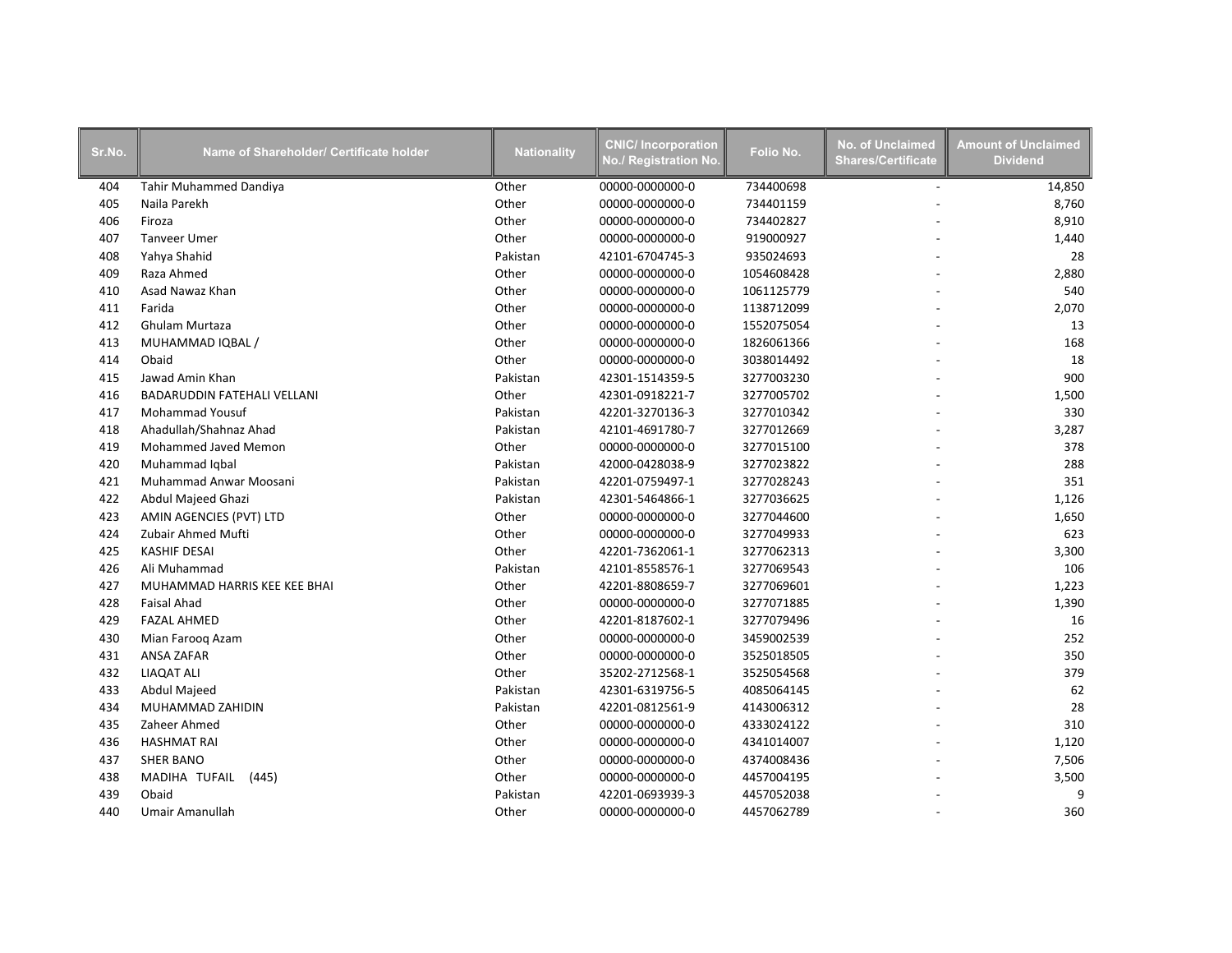| Sr.No. | Name of Shareholder/ Certificate holder | Nationality | CNIC/ Incorporation No./ Registration No. | Folio No. | No. of Unclaimed Shares/Certificate | Amount of Unclaimed Dividend |
|---|---|---|---|---|---|---|
| 404 | Tahir Muhammed Dandiya | Other | 00000-0000000-0 | 734400698 | - | 14,850 |
| 405 | Naila Parekh | Other | 00000-0000000-0 | 734401159 | - | 8,760 |
| 406 | Firoza | Other | 00000-0000000-0 | 734402827 | - | 8,910 |
| 407 | Tanveer Umer | Other | 00000-0000000-0 | 919000927 | - | 1,440 |
| 408 | Yahya Shahid | Pakistan | 42101-6704745-3 | 935024693 | - | 28 |
| 409 | Raza Ahmed | Other | 00000-0000000-0 | 1054608428 | - | 2,880 |
| 410 | Asad Nawaz Khan | Other | 00000-0000000-0 | 1061125779 | - | 540 |
| 411 | Farida | Other | 00000-0000000-0 | 1138712099 | - | 2,070 |
| 412 | Ghulam Murtaza | Other | 00000-0000000-0 | 1552075054 | - | 13 |
| 413 | MUHAMMAD IQBAL / | Other | 00000-0000000-0 | 1826061366 | - | 168 |
| 414 | Obaid | Other | 00000-0000000-0 | 3038014492 | - | 18 |
| 415 | Jawad Amin Khan | Pakistan | 42301-1514359-5 | 3277003230 | - | 900 |
| 416 | BADARUDDIN FATEHALI VELLANI | Other | 42301-0918221-7 | 3277005702 | - | 1,500 |
| 417 | Mohammad Yousuf | Pakistan | 42201-3270136-3 | 3277010342 | - | 330 |
| 418 | Ahadullah/Shahnaz Ahad | Pakistan | 42101-4691780-7 | 3277012669 | - | 3,287 |
| 419 | Mohammed Javed Memon | Other | 00000-0000000-0 | 3277015100 | - | 378 |
| 420 | Muhammad Iqbal | Pakistan | 42000-0428038-9 | 3277023822 | - | 288 |
| 421 | Muhammad Anwar Moosani | Pakistan | 42201-0759497-1 | 3277028243 | - | 351 |
| 422 | Abdul Majeed Ghazi | Pakistan | 42301-5464866-1 | 3277036625 | - | 1,126 |
| 423 | AMIN AGENCIES (PVT) LTD | Other | 00000-0000000-0 | 3277044600 | - | 1,650 |
| 424 | Zubair Ahmed Mufti | Other | 00000-0000000-0 | 3277049933 | - | 623 |
| 425 | KASHIF DESAI | Other | 42201-7362061-1 | 3277062313 | - | 3,300 |
| 426 | Ali Muhammad | Pakistan | 42101-8558576-1 | 3277069543 | - | 106 |
| 427 | MUHAMMAD HARRIS KEE KEE BHAI | Other | 42201-8808659-7 | 3277069601 | - | 1,223 |
| 428 | Faisal Ahad | Other | 00000-0000000-0 | 3277071885 | - | 1,390 |
| 429 | FAZAL AHMED | Other | 42201-8187602-1 | 3277079496 | - | 16 |
| 430 | Mian Farooq Azam | Other | 00000-0000000-0 | 3459002539 | - | 252 |
| 431 | ANSA ZAFAR | Other | 00000-0000000-0 | 3525018505 | - | 350 |
| 432 | LIAQAT ALI | Other | 35202-2712568-1 | 3525054568 | - | 379 |
| 433 | Abdul Majeed | Pakistan | 42301-6319756-5 | 4085064145 | - | 62 |
| 434 | MUHAMMAD ZAHIDIN | Pakistan | 42201-0812561-9 | 4143006312 | - | 28 |
| 435 | Zaheer Ahmed | Other | 00000-0000000-0 | 4333024122 | - | 310 |
| 436 | HASHMAT RAI | Other | 00000-0000000-0 | 4341014007 | - | 1,120 |
| 437 | SHER BANO | Other | 00000-0000000-0 | 4374008436 | - | 7,506 |
| 438 | MADIHA TUFAIL (445) | Other | 00000-0000000-0 | 4457004195 | - | 3,500 |
| 439 | Obaid | Pakistan | 42201-0693939-3 | 4457052038 | - | 9 |
| 440 | Umair Amanullah | Other | 00000-0000000-0 | 4457062789 | - | 360 |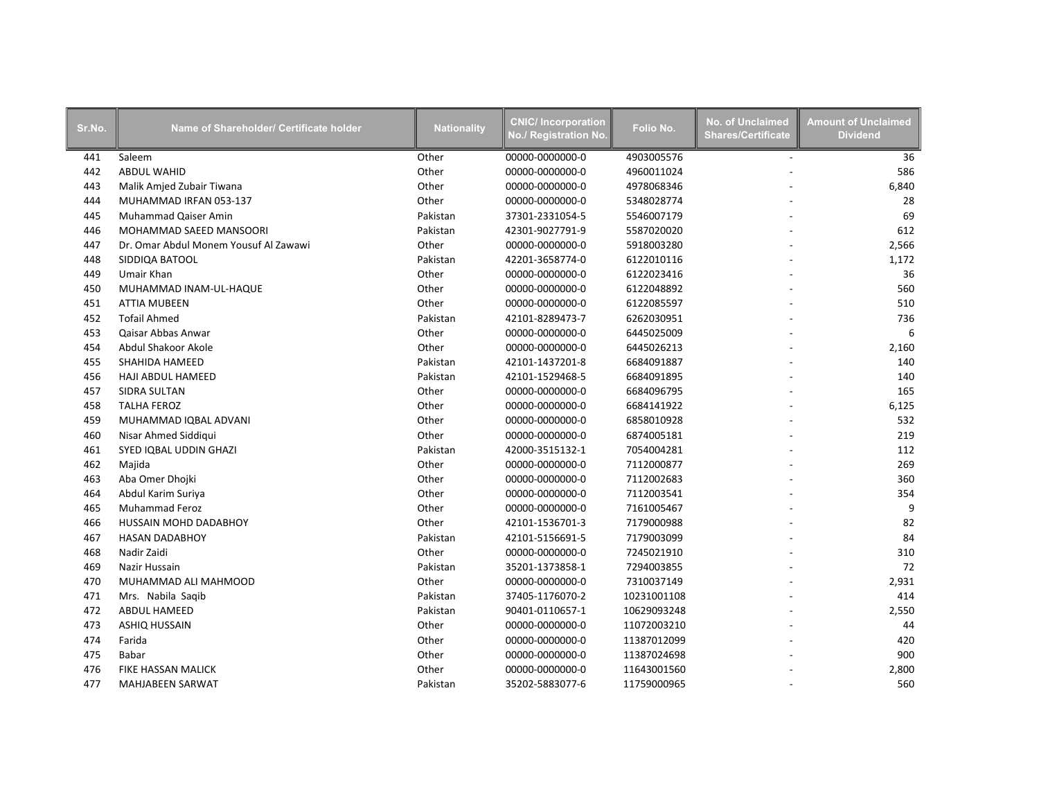| Sr.No. | Name of Shareholder/ Certificate holder | Nationality | CNIC/ Incorporation No./ Registration No. | Folio No. | No. of Unclaimed Shares/Certificate | Amount of Unclaimed Dividend |
|---|---|---|---|---|---|---|
| 441 | Saleem | Other | 00000-0000000-0 | 4903005576 | - | 36 |
| 442 | ABDUL WAHID | Other | 00000-0000000-0 | 4960011024 | - | 586 |
| 443 | Malik Amjed Zubair Tiwana | Other | 00000-0000000-0 | 4978068346 | - | 6,840 |
| 444 | MUHAMMAD IRFAN 053-137 | Other | 00000-0000000-0 | 5348028774 | - | 28 |
| 445 | Muhammad Qaiser Amin | Pakistan | 37301-2331054-5 | 5546007179 | - | 69 |
| 446 | MOHAMMAD SAEED MANSOORI | Pakistan | 42301-9027791-9 | 5587020020 | - | 612 |
| 447 | Dr. Omar Abdul Monem Yousuf Al Zawawi | Other | 00000-0000000-0 | 5918003280 | - | 2,566 |
| 448 | SIDDIQA BATOOL | Pakistan | 42201-3658774-0 | 6122010116 | - | 1,172 |
| 449 | Umair Khan | Other | 00000-0000000-0 | 6122023416 | - | 36 |
| 450 | MUHAMMAD INAM-UL-HAQUE | Other | 00000-0000000-0 | 6122048892 | - | 560 |
| 451 | ATTIA MUBEEN | Other | 00000-0000000-0 | 6122085597 | - | 510 |
| 452 | Tofail Ahmed | Pakistan | 42101-8289473-7 | 6262030951 | - | 736 |
| 453 | Qaisar Abbas Anwar | Other | 00000-0000000-0 | 6445025009 | - | 6 |
| 454 | Abdul Shakoor Akole | Other | 00000-0000000-0 | 6445026213 | - | 2,160 |
| 455 | SHAHIDA HAMEED | Pakistan | 42101-1437201-8 | 6684091887 | - | 140 |
| 456 | HAJI ABDUL HAMEED | Pakistan | 42101-1529468-5 | 6684091895 | - | 140 |
| 457 | SIDRA SULTAN | Other | 00000-0000000-0 | 6684096795 | - | 165 |
| 458 | TALHA FEROZ | Other | 00000-0000000-0 | 6684141922 | - | 6,125 |
| 459 | MUHAMMAD IQBAL ADVANI | Other | 00000-0000000-0 | 6858010928 | - | 532 |
| 460 | Nisar Ahmed Siddiqui | Other | 00000-0000000-0 | 6874005181 | - | 219 |
| 461 | SYED IQBAL UDDIN GHAZI | Pakistan | 42000-3515132-1 | 7054004281 | - | 112 |
| 462 | Majida | Other | 00000-0000000-0 | 7112000877 | - | 269 |
| 463 | Aba Omer Dhojki | Other | 00000-0000000-0 | 7112002683 | - | 360 |
| 464 | Abdul Karim Suriya | Other | 00000-0000000-0 | 7112003541 | - | 354 |
| 465 | Muhammad Feroz | Other | 00000-0000000-0 | 7161005467 | - | 9 |
| 466 | HUSSAIN MOHD DADABHOY | Other | 42101-1536701-3 | 7179000988 | - | 82 |
| 467 | HASAN DADABHOY | Pakistan | 42101-5156691-5 | 7179003099 | - | 84 |
| 468 | Nadir Zaidi | Other | 00000-0000000-0 | 7245021910 | - | 310 |
| 469 | Nazir Hussain | Pakistan | 35201-1373858-1 | 7294003855 | - | 72 |
| 470 | MUHAMMAD ALI MAHMOOD | Other | 00000-0000000-0 | 7310037149 | - | 2,931 |
| 471 | Mrs. Nabila Saqib | Pakistan | 37405-1176070-2 | 10231001108 | - | 414 |
| 472 | ABDUL HAMEED | Pakistan | 90401-0110657-1 | 10629093248 | - | 2,550 |
| 473 | ASHIQ HUSSAIN | Other | 00000-0000000-0 | 11072003210 | - | 44 |
| 474 | Farida | Other | 00000-0000000-0 | 11387012099 | - | 420 |
| 475 | Babar | Other | 00000-0000000-0 | 11387024698 | - | 900 |
| 476 | FIKE HASSAN MALICK | Other | 00000-0000000-0 | 11643001560 | - | 2,800 |
| 477 | MAHJABEEN SARWAT | Pakistan | 35202-5883077-6 | 11759000965 | - | 560 |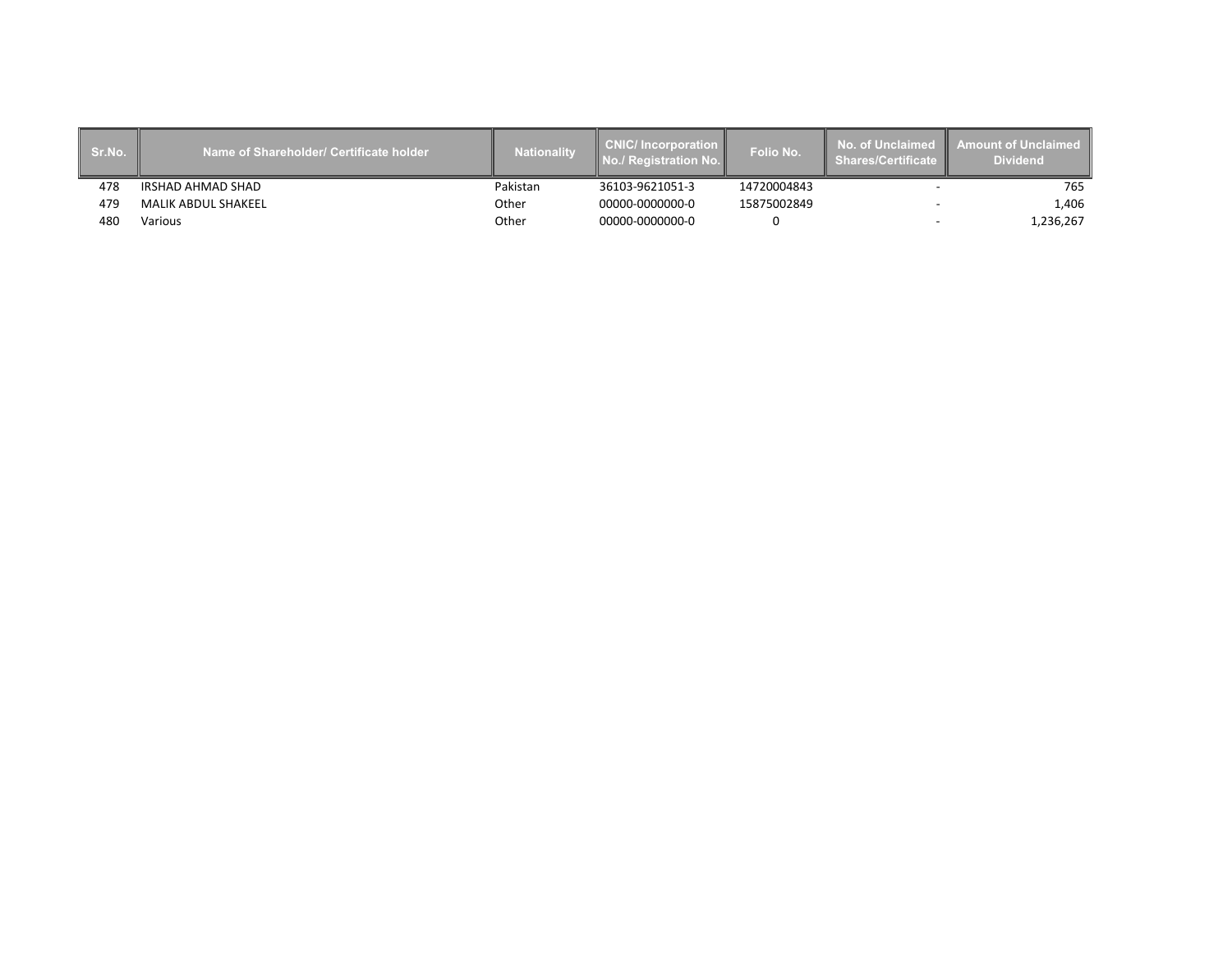| Sr.No. | Name of Shareholder/ Certificate holder | Nationality | CNIC/ Incorporation No./ Registration No. | Folio No. | No. of Unclaimed Shares/Certificate | Amount of Unclaimed Dividend |
|---|---|---|---|---|---|---|
| 478 | IRSHAD AHMAD SHAD | Pakistan | 36103-9621051-3 | 14720004843 | - | 765 |
| 479 | MALIK ABDUL SHAKEEL | Other | 00000-0000000-0 | 15875002849 | - | 1,406 |
| 480 | Various | Other | 00000-0000000-0 | 0 | - | 1,236,267 |